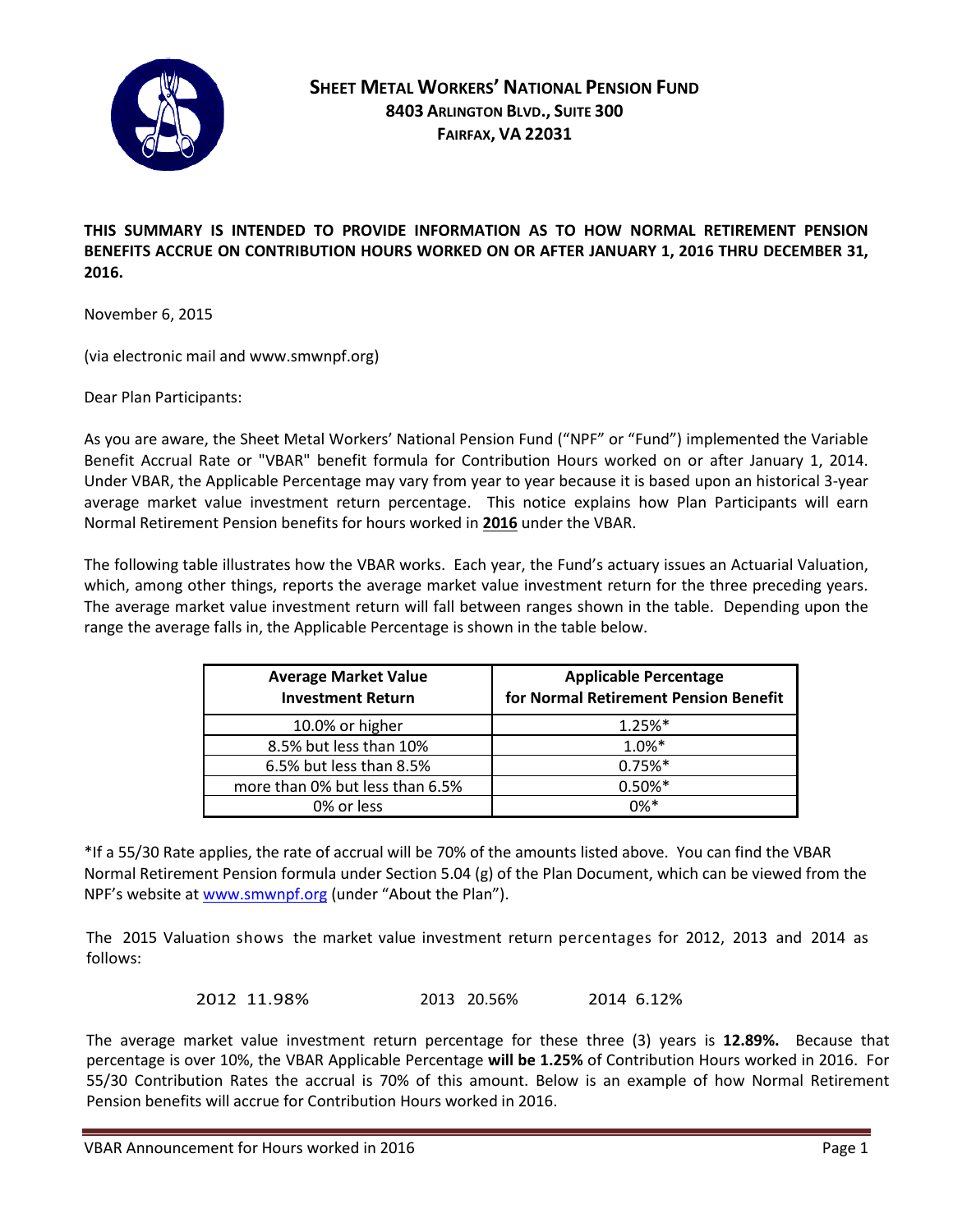# SHEET METAL WORKERS' NATIONAL PENSION FUND
## 8403 ARLINGTON BLVD., SUITE 300
## FAIRFAX, VA 22031

**THIS SUMMARY IS INTENDED TO PROVIDE INFORMATION AS TO HOW NORMAL RETIREMENT PENSION BENEFITS ACCRUE ON CONTRIBUTION HOURS WORKED ON OR AFTER JANUARY 1, 2016 THRU DECEMBER 31, 2016.**

November 6, 2015

(via electronic mail and www.smwnpf.org)

Dear Plan Participants:

As you are aware, the Sheet Metal Workers' National Pension Fund ("NPF" or "Fund") implemented the Variable Benefit Accrual Rate or "VBAR" benefit formula for Contribution Hours worked on or after January 1, 2014. Under VBAR, the Applicable Percentage may vary from year to year because it is based upon an historical 3-year average market value investment return percentage. This notice explains how Plan Participants will earn Normal Retirement Pension benefits for hours worked in **2016** under the VBAR.

The following table illustrates how the VBAR works. Each year, the Fund's actuary issues an Actuarial Valuation, which, among other things, reports the average market value investment return for the three preceding years. The average market value investment return will fall between ranges shown in the table. Depending upon the range the average falls in, the Applicable Percentage is shown in the table below.

| Average Market Value Investment Return | Applicable Percentage for Normal Retirement Pension Benefit |
|---|---|
| 10.0% or higher | 1.25%* |
| 8.5% but less than 10% | 1.0%* |
| 6.5% but less than 8.5% | 0.75%* |
| more than 0% but less than 6.5% | 0.50%* |
| 0% or less | 0%* |

*If a 55/30 Rate applies, the rate of accrual will be 70% of the amounts listed above. You can find the VBAR Normal Retirement Pension formula under Section 5.04 (g) of the Plan Document, which can be viewed from the NPF's website at www.smwnpf.org (under "About the Plan").

The 2015 Valuation shows the market value investment return percentages for 2012, 2013 and 2014 as follows:

2012 11.98% 2013 20.56% 2014 6.12%

The average market value investment return percentage for these three (3) years is **12.89%.** Because that percentage is over 10%, the VBAR Applicable Percentage **will be 1.25%** of Contribution Hours worked in 2016. For 55/30 Contribution Rates the accrual is 70% of this amount. Below is an example of how Normal Retirement Pension benefits will accrue for Contribution Hours worked in 2016.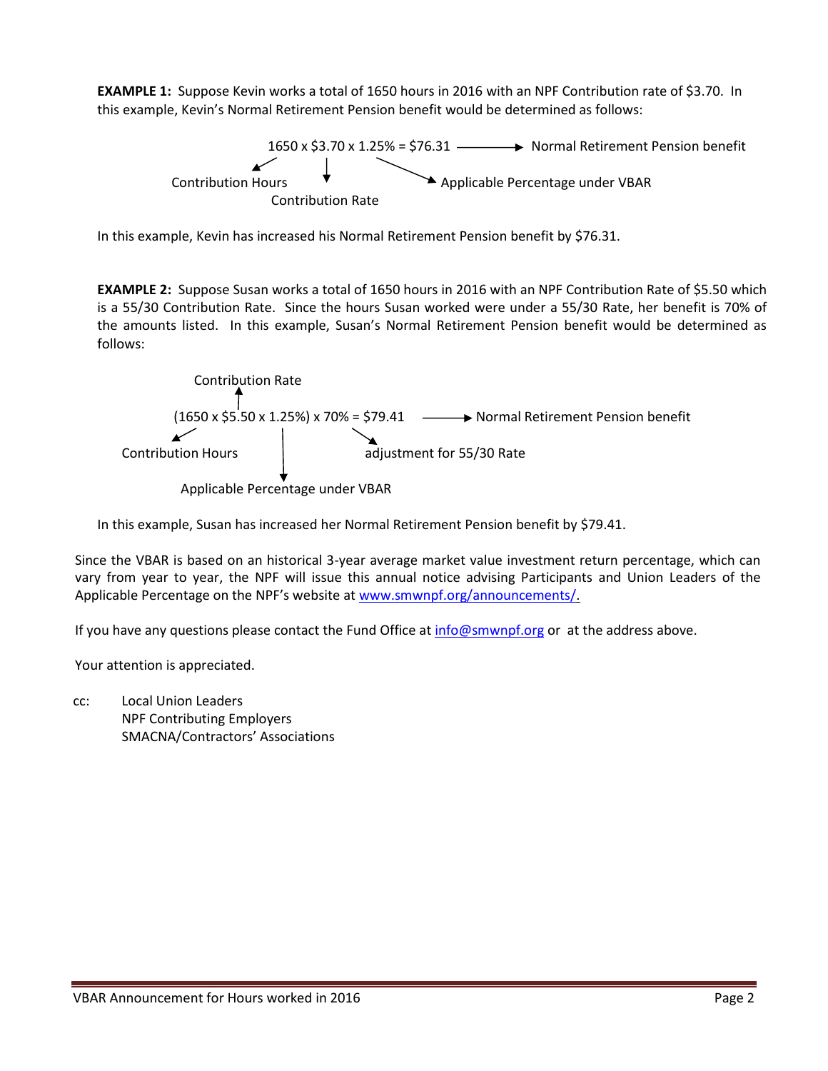**EXAMPLE 1:** Suppose Kevin works a total of 1650 hours in 2016 with an NPF Contribution rate of $3.70. In this example, Kevin's Normal Retirement Pension benefit would be determined as follows:

1650 x $3.70 x 1.25% = $76.31 → Normal Retirement Pension benefit

Contribution Hours

Contribution Rate

Applicable Percentage under VBAR

In this example, Kevin has increased his Normal Retirement Pension benefit by $76.31.

**EXAMPLE 2:** Suppose Susan works a total of 1650 hours in 2016 with an NPF Contribution Rate of $5.50 which is a 55/30 Contribution Rate. Since the hours Susan worked were under a 55/30 Rate, her benefit is 70% of the amounts listed. In this example, Susan's Normal Retirement Pension benefit would be determined as follows:

Contribution Rate

(1650 x $5.50 x 1.25%) x 70% = $79.41 → Normal Retirement Pension benefit

Contribution Hours

adjustment for 55/30 Rate

Applicable Percentage under VBAR

In this example, Susan has increased her Normal Retirement Pension benefit by $79.41.

Since the VBAR is based on an historical 3-year average market value investment return percentage, which can vary from year to year, the NPF will issue this annual notice advising Participants and Union Leaders of the Applicable Percentage on the NPF's website at [www.smwnpf.org/announcements/.](www.smwnpf.org/announcements/)

If you have any questions please contact the Fund Office at [info@smwnpf.org](mailto:info@smwnpf.org) or at the address above.

Your attention is appreciated.

cc: Local Union Leaders
NPF Contributing Employers
SMACNA/Contractors' Associations